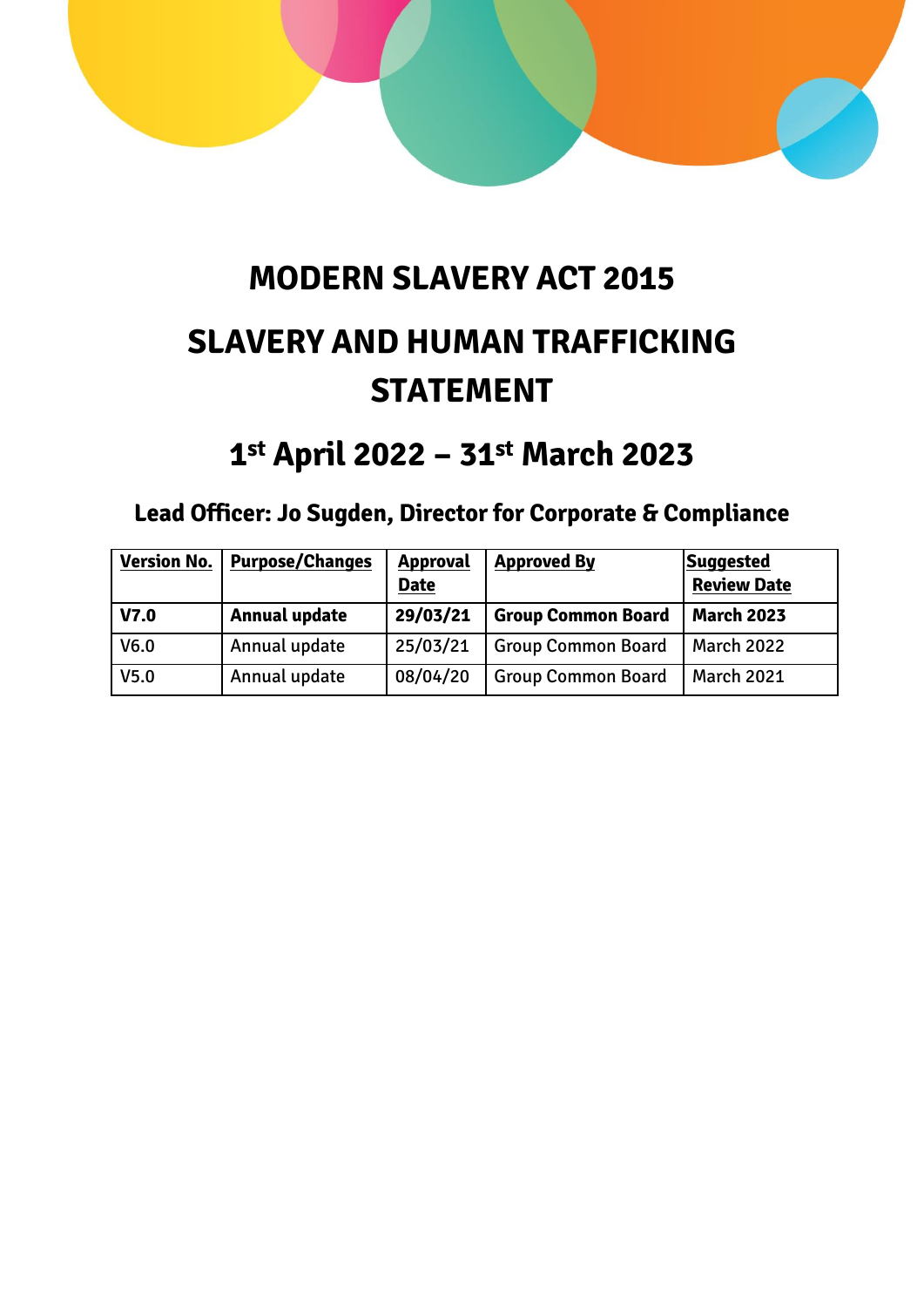# MODERN SLAVERY ACT 2015

# SLAVERY AND HUMAN TRAFFICKING STATEMENT

## 1st April 2022 – 31st March 2023

### Lead Officer: Jo Sugden, Director for Corporate & Compliance

| Version No. | Purpose/Changes | Approval Date | Approved By | Suggested Review Date |
|---|---|---|---|---|
| **V7.0** | **Annual update** | **29/03/21** | **Group Common Board** | **March 2023** |
| V6.0 | Annual update | 25/03/21 | Group Common Board | March 2022 |
| V5.0 | Annual update | 08/04/20 | Group Common Board | March 2021 |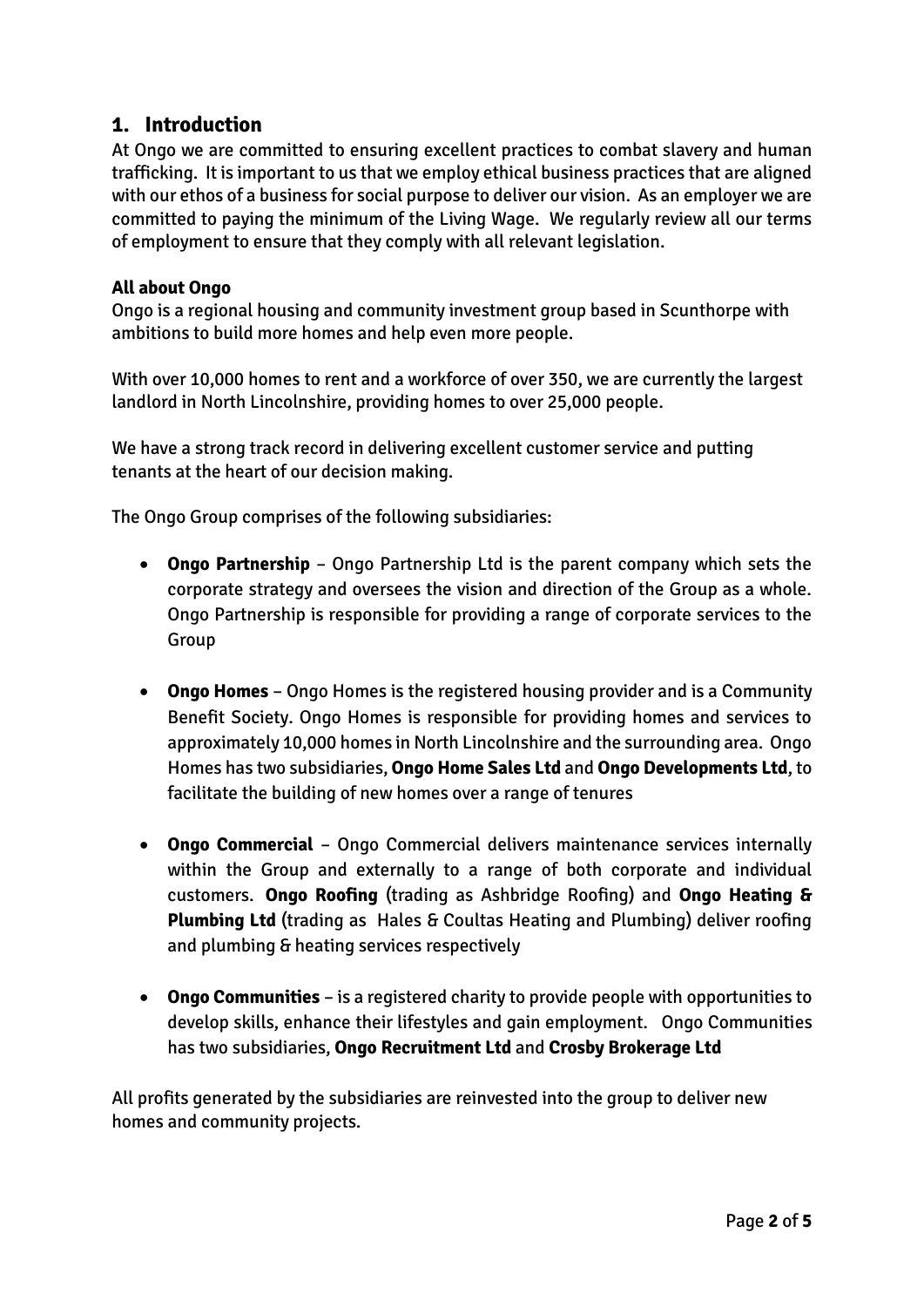## 1. Introduction

At Ongo we are committed to ensuring excellent practices to combat slavery and human trafficking. It is important to us that we employ ethical business practices that are aligned with our ethos of a business for social purpose to deliver our vision. As an employer we are committed to paying the minimum of the Living Wage. We regularly review all our terms of employment to ensure that they comply with all relevant legislation.

**All about Ongo**

Ongo is a regional housing and community investment group based in Scunthorpe with ambitions to build more homes and help even more people.

With over 10,000 homes to rent and a workforce of over 350, we are currently the largest landlord in North Lincolnshire, providing homes to over 25,000 people.

We have a strong track record in delivering excellent customer service and putting tenants at the heart of our decision making.

The Ongo Group comprises of the following subsidiaries:

- **Ongo Partnership** – Ongo Partnership Ltd is the parent company which sets the corporate strategy and oversees the vision and direction of the Group as a whole. Ongo Partnership is responsible for providing a range of corporate services to the Group

- **Ongo Homes** – Ongo Homes is the registered housing provider and is a Community Benefit Society. Ongo Homes is responsible for providing homes and services to approximately 10,000 homes in North Lincolnshire and the surrounding area. Ongo Homes has two subsidiaries, **Ongo Home Sales Ltd** and **Ongo Developments Ltd**, to facilitate the building of new homes over a range of tenures

- **Ongo Commercial** – Ongo Commercial delivers maintenance services internally within the Group and externally to a range of both corporate and individual customers. **Ongo Roofing** (trading as Ashbridge Roofing) and **Ongo Heating & Plumbing Ltd** (trading as Hales & Coultas Heating and Plumbing) deliver roofing and plumbing & heating services respectively

- **Ongo Communities** – is a registered charity to provide people with opportunities to develop skills, enhance their lifestyles and gain employment. Ongo Communities has two subsidiaries, **Ongo Recruitment Ltd** and **Crosby Brokerage Ltd**

All profits generated by the subsidiaries are reinvested into the group to deliver new homes and community projects.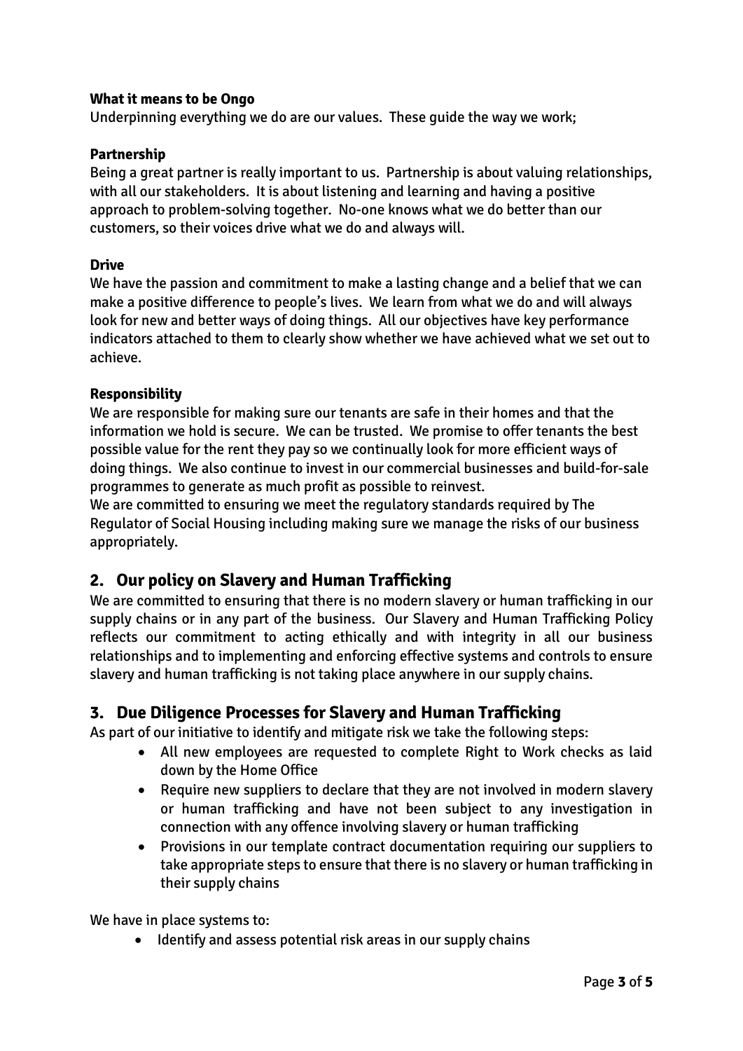**What it means to be Ongo**

Underpinning everything we do are our values. These guide the way we work;

**Partnership**

Being a great partner is really important to us. Partnership is about valuing relationships, with all our stakeholders. It is about listening and learning and having a positive approach to problem-solving together. No-one knows what we do better than our customers, so their voices drive what we do and always will.

**Drive**

We have the passion and commitment to make a lasting change and a belief that we can make a positive difference to people's lives. We learn from what we do and will always look for new and better ways of doing things. All our objectives have key performance indicators attached to them to clearly show whether we have achieved what we set out to achieve.

**Responsibility**

We are responsible for making sure our tenants are safe in their homes and that the information we hold is secure. We can be trusted. We promise to offer tenants the best possible value for the rent they pay so we continually look for more efficient ways of doing things. We also continue to invest in our commercial businesses and build-for-sale programmes to generate as much profit as possible to reinvest.
We are committed to ensuring we meet the regulatory standards required by The Regulator of Social Housing including making sure we manage the risks of our business appropriately.

## 2. Our policy on Slavery and Human Trafficking

We are committed to ensuring that there is no modern slavery or human trafficking in our supply chains or in any part of the business. Our Slavery and Human Trafficking Policy reflects our commitment to acting ethically and with integrity in all our business relationships and to implementing and enforcing effective systems and controls to ensure slavery and human trafficking is not taking place anywhere in our supply chains.

## 3. Due Diligence Processes for Slavery and Human Trafficking

As part of our initiative to identify and mitigate risk we take the following steps:

- All new employees are requested to complete Right to Work checks as laid down by the Home Office
- Require new suppliers to declare that they are not involved in modern slavery or human trafficking and have not been subject to any investigation in connection with any offence involving slavery or human trafficking
- Provisions in our template contract documentation requiring our suppliers to take appropriate steps to ensure that there is no slavery or human trafficking in their supply chains

We have in place systems to:

- Identify and assess potential risk areas in our supply chains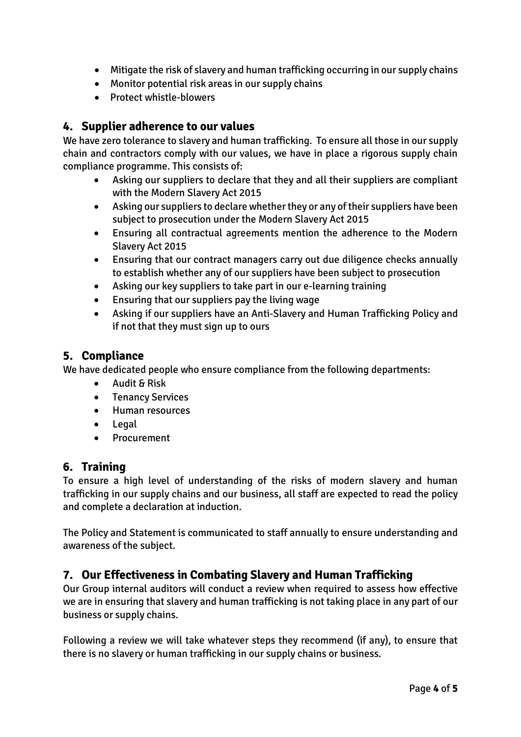- Mitigate the risk of slavery and human trafficking occurring in our supply chains
- Monitor potential risk areas in our supply chains
- Protect whistle-blowers

## 4. Supplier adherence to our values

We have zero tolerance to slavery and human trafficking. To ensure all those in our supply chain and contractors comply with our values, we have in place a rigorous supply chain compliance programme. This consists of:

- Asking our suppliers to declare that they and all their suppliers are compliant with the Modern Slavery Act 2015
- Asking our suppliers to declare whether they or any of their suppliers have been subject to prosecution under the Modern Slavery Act 2015
- Ensuring all contractual agreements mention the adherence to the Modern Slavery Act 2015
- Ensuring that our contract managers carry out due diligence checks annually to establish whether any of our suppliers have been subject to prosecution
- Asking our key suppliers to take part in our e-learning training
- Ensuring that our suppliers pay the living wage
- Asking if our suppliers have an Anti-Slavery and Human Trafficking Policy and if not that they must sign up to ours

## 5. Compliance

We have dedicated people who ensure compliance from the following departments:

- Audit & Risk
- Tenancy Services
- Human resources
- Legal
- Procurement

## 6. Training

To ensure a high level of understanding of the risks of modern slavery and human trafficking in our supply chains and our business, all staff are expected to read the policy and complete a declaration at induction.

The Policy and Statement is communicated to staff annually to ensure understanding and awareness of the subject.

## 7. Our Effectiveness in Combating Slavery and Human Trafficking

Our Group internal auditors will conduct a review when required to assess how effective we are in ensuring that slavery and human trafficking is not taking place in any part of our business or supply chains.

Following a review we will take whatever steps they recommend (if any), to ensure that there is no slavery or human trafficking in our supply chains or business.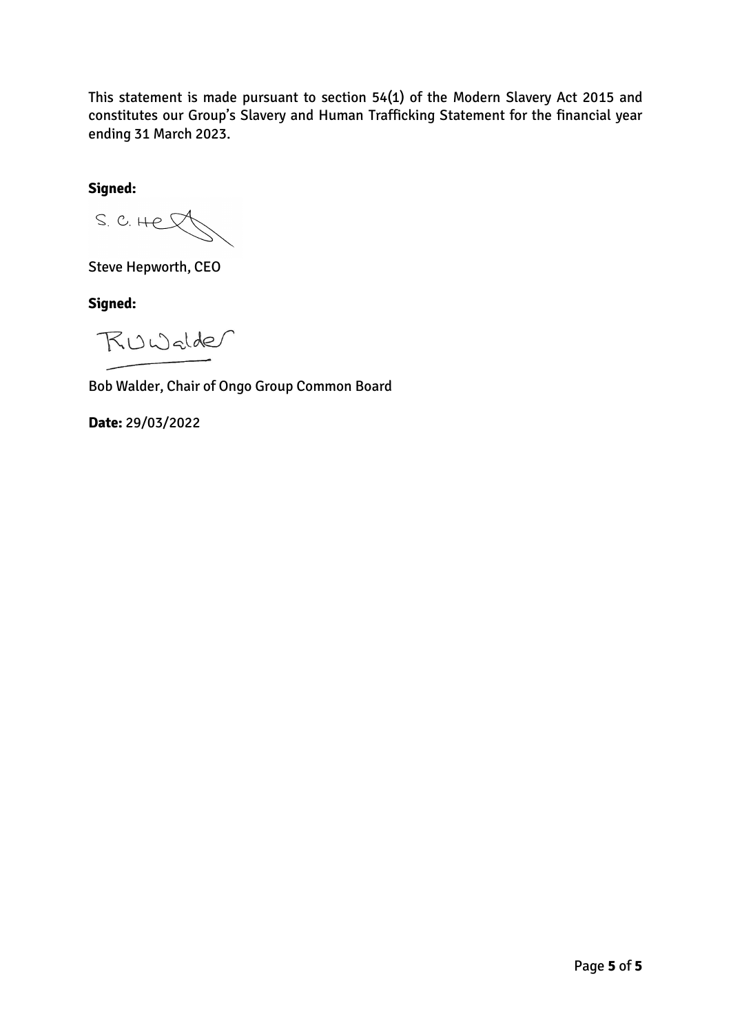This statement is made pursuant to section 54(1) of the Modern Slavery Act 2015 and constitutes our Group's Slavery and Human Trafficking Statement for the financial year ending 31 March 2023.

**Signed:**

Steve Hepworth, CEO

**Signed:**

Bob Walder, Chair of Ongo Group Common Board

**Date:** 29/03/2022